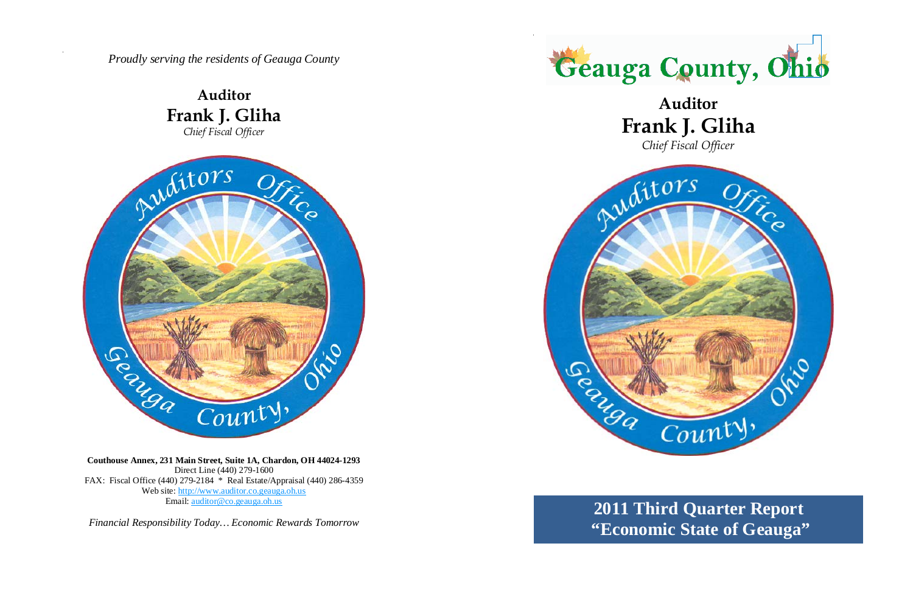*Proudly serving the residents of Geauga County*

**Auditor**
**Frank J. Gliha**
*Chief Fiscal Officer*

**Couthouse Annex, 231 Main Street, Suite 1A, Chardon, OH 44024-1293**
Direct Line (440) 279-1600
FAX: Fiscal Office (440) 279-2184 * Real Estate/Appraisal (440) 286-4359
Web site: http://www.auditor.co.geauga.oh.us
Email: auditor@co.geauga.oh.us

*Financial Responsibility Today… Economic Rewards Tomorrow*

# Geauga County, Ohio

**Auditor**
**Frank J. Gliha**
*Chief Fiscal Officer*

# 2011 Third Quarter Report
# "Economic State of Geauga"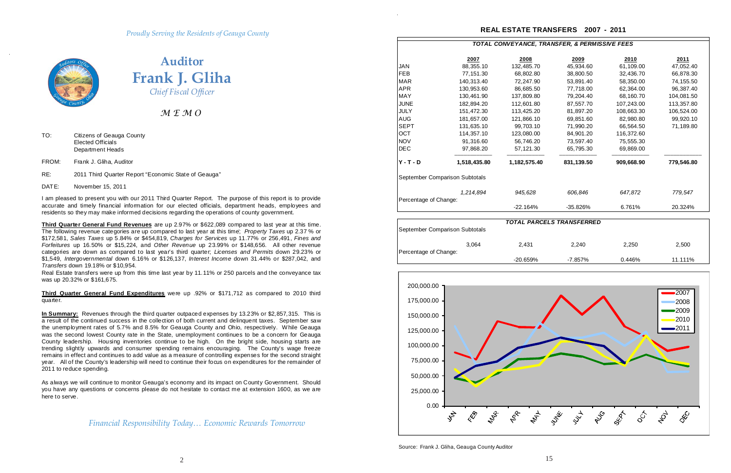*Proudly Serving the Residents of Geauga County*

# Auditor Frank J. Gliha

*Chief Fiscal Officer*

## *M E M O*

TO: Citizens of Geauga County
Elected Officials
Department Heads

FROM: Frank J. Gliha, Auditor

RE: 2011 Third Quarter Report "Economic State of Geauga"

DATE: November 15, 2011

I am pleased to present you with our 2011 Third Quarter Report. The purpose of this report is to provide accurate and timely financial information for our elected officials, department heads, employees and residents so they may make informed decisions regarding the operations of county government.

**Third Quarter General Fund Revenues** are up 2.97% or $622,089 compared to last year at this time. The following revenue categories are up compared to last year at this time; *Property Taxes* up 2.37 % or $172,581, *Sales Taxes* up 5.84% or $454,819, *Charges for Services* up 11.77% or 256,491, *Fines and Forfeitures* up 16.50% or $15,224, and *Other Revenue* up 23.99% or $148,656. All other revenue categories are down as compared to last year's third quarter; *Licenses and Permits* down 29.23% or $1,549, *Intergovernmental* down 6.16% or $126,137, *Interest Income* down 31.44% or $287,042, and *Transfers* down 19.18% or $10,954.

Real Estate transfers were up from this time last year by 11.11% or 250 parcels and the conveyance tax was up 20.32% or $161,675.

**Third Quarter General Fund Expenditures** were up .92% or $171,712 as compared to 2010 third quarter.

**In Summary:** Revenues through the third quarter outpaced expenses by 13.23% or $2,857,315. This is a result of the continued success in the collection of both current and delinquent taxes. September saw the unemployment rates of 5.7% and 8.5% for Geauga County and Ohio, respectively. While Geauga was the second lowest County rate in the State, unemployment continues to be a concern for Geauga County leadership. Housing inventories continue to be high. On the bright side, housing starts are trending slightly upwards and consumer spending remains encouraging. The County's wage freeze remains in effect and continues to add value as a measure of controlling expenses for the second straight year. All of the County's leadership will need to continue their focus on expenditures for the remainder of 2011 to reduce spending.

As always we will continue to monitor Geauga's economy and its impact on County Government. Should you have any questions or concerns please do not hesitate to contact me at extension 1600, as we are here to serve.

*Financial Responsibility Today… Economic Rewards Tomorrow*

## REAL ESTATE TRANSFERS 2007 - 2011

*TOTAL CONVEYANCE, TRANSFER, & PERMISSIVE FEES*

| | 2007 | 2008 | 2009 | 2010 | 2011 |
|---|---|---|---|---|---|
| JAN | 88,355.10 | 132,485.70 | 45,934.60 | 61,109.00 | 47,052.40 |
| FEB | 77,151.30 | 68,802.80 | 38,800.50 | 32,436.70 | 66,878.30 |
| MAR | 140,313.40 | 72,247.90 | 53,891.40 | 58,350.00 | 74,155.50 |
| APR | 130,953.60 | 86,685.50 | 77,718.00 | 62,364.00 | 96,387.40 |
| MAY | 130,461.90 | 137,809.80 | 79,204.40 | 68,160.70 | 104,081.50 |
| JUNE | 182,894.20 | 112,601.80 | 87,557.70 | 107,243.00 | 113,357.80 |
| JULY | 151,472.30 | 113,425.20 | 81,897.20 | 108,663.30 | 106,524.00 |
| AUG | 181,657.00 | 121,866.10 | 69,851.60 | 82,980.80 | 99,920.10 |
| SEPT | 131,635.10 | 99,703.10 | 71,990.20 | 66,564.50 | 71,189.80 |
| OCT | 114,357.10 | 123,080.00 | 84,901.20 | 116,372.60 | |
| NOV | 91,316.60 | 56,746.20 | 73,597.40 | 75,555.30 | |
| DEC | 97,868.20 | 57,121.30 | 65,795.30 | 69,869.00 | |
| **Y - T - D** | **1,518,435.80** | **1,182,575.40** | **831,139.50** | **909,668.90** | **779,546.80** |
| September Comparison Subtotals | *1,214,894* | *945,628* | *606,846* | *647,872* | *779,547* |
| Percentage of Change: | | -22.164% | -35.826% | 6.761% | 20.324% |

*TOTAL PARCELS TRANSFERRED*

| | 2007 | 2008 | 2009 | 2010 | 2011 |
|---|---|---|---|---|---|
| September Comparison Subtotals | 3,064 | 2,431 | 2,240 | 2,250 | 2,500 |
| Percentage of Change: | | -20.659% | -7.857% | 0.446% | 11.111% |

Source: Frank J. Gliha, Geauga County Auditor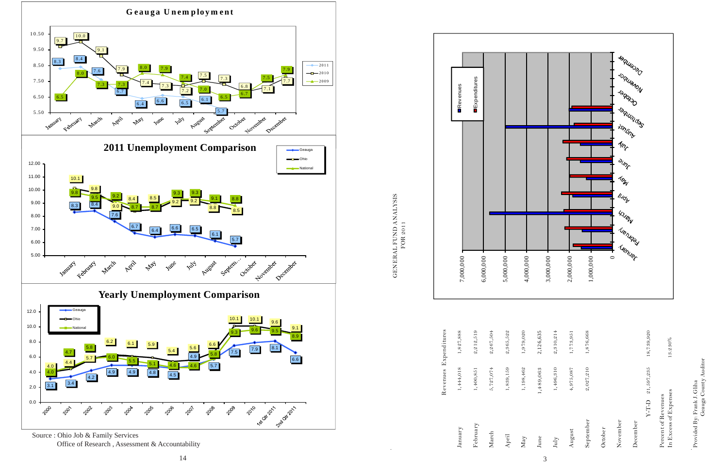# Geauga Unemployment

| Month | 2011 | 2010 | 2009 |
|---|---|---|---|
| January | 8.3 | 9.7 | 6.5 |
| February | 8.4 | 10.0 | 8.0 |
| March | 7.6 | 9.1 | 7.3 |
| April | 6.7 | 7.9 | 7.3 |
| May | 6.4 | 7.4 | 8.0 |
| June | 6.6 | 7.3 | 7.9 |
| July | 6.5 | 7.2 | 7.4 |
| August | 6.1 | 7.5 | 7.0 |
| September | 5.7 | 7.3 | 6.5 |
| October | | 6.8 | 6.7 |
| November | | 7.1 | 7.5 |
| December | | 7.7 | 7.9 |

## 2011 Unemployment Comparison

| Month | Geauga | Ohio | National |
|---|---|---|---|
| January | 8.3 | 10.1 | 9.8 |
| February | 8.4 | 9.8 | 9.5 |
| March | 7.6 | 9.0 | 9.2 |
| April | 6.7 | 8.4 | 8.7 |
| May | 6.4 | 8.5 | 8.7 |
| June | 6.6 | 9.2 | 9.3 |
| July | 6.5 | 9.2 | 9.3 |
| August | 6.1 | 8.8 | 9.1 |
| September | 5.7 | 8.5 | 8.8 |

## Yearly Unemployment Comparison

| Year | Geauga | Ohio | National |
|---|---|---|---|
| 2000 | 3.1 | 4.0 | 4.0 |
| 2001 | 3.4 | 4.4 | 4.7 |
| 2002 | 4.2 | 5.7 | 5.8 |
| 2003 | 4.9 | 6.2 | 6.0 |
| 2004 | 4.9 | 6.1 | 5.5 |
| 2005 | 4.8 | 5.9 | 5.1 |
| 2006 | 4.5 | 5.4 | 4.6 |
| 2007 | 4.9 | 5.6 | 4.6 |
| 2008 | 5.7 | 6.6 | 5.8 |
| 2009 | 7.5 | 10.1 | 9.3 |
| 2010 | 7.9 | 10.1 | 9.6 |
| 1st Qtr 2011 | 8.1 | 9.6 | 9.5 |
| 2nd Qtr 2011 | 6.6 | 9.1 | 8.9 |

Source : Ohio Job & Family Services
Office of Research , Assessment & Accountability

# GENERAL FUND ANALYSIS FOR 2011

| | Revenues | Expenditures |
|---|---|---|
| January | 1,444,018 | 1,827,888 |
| February | 1,400,851 | 2,212,519 |
| March | 5,727,074 | 2,267,504 |
| April | 1,839,159 | 2,365,522 |
| May | 1,198,462 | 1,979,020 |
| June | 1,489,063 | 2,126,635 |
| July | 1,496,310 | 2,310,214 |
| August | 4,975,087 | 1,773,951 |
| September | 2,027,210 | 1,876,668 |
| October | | |
| November | | |
| December | | |
| Y-T-D | 21,597,235 | 18,739,920 |
| Percent of Revenues In Excess of Expenses | | 13.230% |

Provided By: Frank J. Gliha
Geauga County Auditor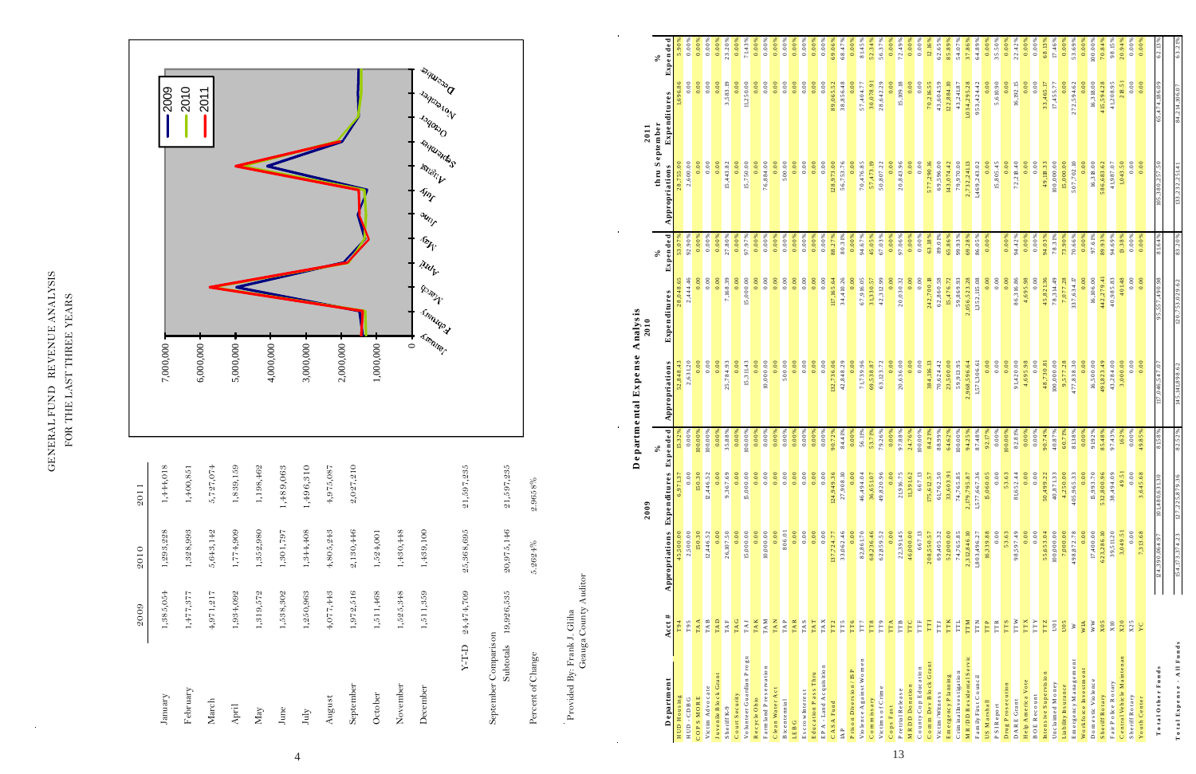# GENERAL FUND REVENUE ANALYSIS

## FOR THE LAST THREE YEARS

| | 2009 | 2010 | 2011 |
|---|---|---|---|
| January | 1,385,054 | 1,293,228 | 1,444,018 |
| February | 1,477,377 | 1,328,993 | 1,400,851 |
| March | 4,971,217 | 5,643,142 | 5,727,074 |
| April | 1,884,092 | 1,774,909 | 1,839,159 |
| May | 1,319,572 | 1,352,980 | 1,198,462 |
| June | 1,598,302 | 1,301,797 | 1,489,063 |
| July | 1,250,963 | 1,344,408 | 1,496,310 |
| August | 4,077,443 | 4,805,243 | 4,975,087 |
| September | 1,972,516 | 2,130,446 | 2,027,210 |
| October | 1,511,468 | 1,524,001 | |
| November | 1,525,348 | 1,430,448 | |
| December | 1,511,359 | 1,439,100 | |
| Y-T-D | 24,474,709 | 25,368,695 | 21,597,235 |
| September Comparison Subtotals | 19,926,535 | 20,975,146 | 21,597,235 |
| Percent of Change | | 5.2624% | 2.9658% |

Provided By: Frank J. Gliha
Geauga County Auditor

# Departmental Expense Analysis

| Department | Acct # | 2009 Appropriations | 2009 Expenditures | 2009 % Expended | 2010 Appropriations | 2010 Expenditures | 2010 % Expended | 2011 thru September Appropriations | 2011 thru September Expenditures | 2011 % Expended |
|---|---|---|---|---|---|---|---|---|---|---|
| HUD Housing | T94 | 45,500.00 | 6,971.37 | 15.32% | 52,848.43 | 28,048.65 | 53.07% | 28,755.00 | 1,696.86 | 5.90% |
| HUD - CDBG | T95 | 2,500.00 | 0.00 | 0.00% | 2,631.20 | 2,444.46 | 92.90% | 2,600.00 | 0.00 | 0.00% |
| COPS MORE | TAA | 150.30 | 150.30 | 100.00% | 0.00 | 0.00 | 0.00% | 0.00 | 0.00 | 0.00% |
| Victim Advocate | TAB | 12,446.52 | 12,446.52 | 100.00% | 0.00 | 0.00 | 0.00% | 0.00 | 0.00 | 0.00% |
| Juvenile Block Grant | TAD | 0.00 | 0.00 | 0.00% | 0.00 | 0.00 | 0.00% | 0.00 | 0.00 | 0.00% |
| Sheriff K-9 | TAF | 26,107.50 | 9,367.69 | 35.88% | 25,784.93 | 7,168.39 | 27.80% | 15,443.82 | 3,583.19 | 23.20% |
| Volunteer Guardian Progs | TAG | 0.00 | 0.00 | 0.00% | 0.00 | 0.00 | 0.00% | 0.00 | 0.00 | 0.00% |
| Recycle Ohio | TAJ | 15,000.00 | 15,000.00 | 100.00% | 15,311.43 | 15,000.00 | 97.97% | 15,750.00 | 11,250.00 | 71.43% |
| Farmland Preservation | TAK | 0.00 | 0.00 | 0.00% | 0.00 | 0.00 | 0.00% | 0.00 | 0.00 | 0.00% |
| Clean Water Act | TAM | 10,000.00 | 0.00 | 0.00% | 10,000.00 | 0.00 | 0.00% | 76,884.00 | 0.00 | 0.00% |
| Bicentennial | TAN | 0.00 | 0.00 | 0.00% | 0.00 | 0.00 | 0.00% | 0.00 | 0.00 | 0.00% |
| LEBG | TAP | 806.01 | 0.00 | 0.00% | 500.00 | 0.00 | 0.00% | 500.00 | 0.00 | 0.00% |
| Escrow Interest | TAS | 0.00 | 0.00 | 0.00% | 0.00 | 0.00 | 0.00% | 0.00 | 0.00 | 0.00% |
| Education Pass Thru | TAT | 0.00 | 0.00 | 0.00% | 0.00 | 0.00 | 0.00% | 0.00 | 0.00 | 0.00% |
| EPA - Land Acquisition | TAX | 0.00 | 0.00 | 0.00% | 0.00 | 0.00 | 0.00% | 0.00 | 0.00 | 0.00% |
| CASA Fund | TT2 | 137,724.77 | 124,949.36 | 90.72% | 132,736.06 | 117,165.64 | 88.27% | 128,973.00 | 89,065.52 | 69.06% |
| IAP | TT5 | 33,062.46 | 27,908.10 | 84.41% | 42,848.29 | 34,410.26 | 80.31% | 56,753.76 | 38,856.48 | 68.47% |
| Prison Diversion / ISP | TT6 | 0.00 | 0.00 | 0.00% | 0.00 | 0.00 | 0.00% | 0.00 | 0.00 | 0.00% |
| Violence Against Women | TT7 | 82,861.70 | 46,494.04 | 56.11% | 71,739.96 | 67,916.05 | 94.67% | 70,476.85 | 57,404.77 | 81.45% |
| Commissary | TT8 | 68,256.46 | 36,653.07 | 53.70% | 69,538.87 | 31,330.57 | 45.05% | 57,473.19 | 30,078.91 | 52.34% |
| Victims of Crime | TT9 | 62,859.59 | 49,820.36 | 79.26% | 63,323.72 | 42,312.99 | 67.77% | 59,807.27 | 28,641.29 | 47.89% |
| Cops Fast | TTA | 0.00 | 0.00 | 0.00% | 0.00 | 0.00 | 0.00% | 0.00 | 0.00 | 0.00% |
| Pretrial Release | TTB | 22,391.45 | 21,916.75 | 97.88% | 20,636.00 | 20,030.32 | 97.06% | 20,843.96 | 15,109.18 | 72.49% |
| MRDD Donation | TTC | 46,000.00 | 11,391.62 | 24.76% | 0.00 | 0.00 | 0.00% | 0.00 | 0.00 | 0.00% |
| County Cop Education | TTF | 667.13 | 667.13 | 100.00% | 0.00 | 0.00 | 0.00% | 0.00 | 0.00 | 0.00% |
| Comm Dev Block Grant | TTI | 208,550.57 | 175,612.57 | 84.21% | 384,116.13 | 242,700.18 | 63.18% | 577,290.36 | 70,216.55 | 12.16% |
| Victim Witness | TTJ | 69,405.32 | 61,762.50 | 88.99% | 70,624.42 | 62,860.58 | 89.01% | 69,596.00 | 43,604.59 | 62.65% |
| Emergency Planning | TTK | 52,000.00 | 33,609.53 | 64.63% | 23,500.00 | 15,477.52 | 65.86% | 143,574.42 | 122,184.10 | 85.10% |
| Criminal Investigation | TTL | 74,765.85 | 74,765.85 | 100.00% | 59,913.95 | 59,869.93 | 99.93% | 79,970.00 | 43,241.87 | 54.07% |
| MR/DD Residential Servic | TTM | 2,312,846.10 | 2,179,795.87 | 94.25% | 2,968,596.64 | 2,056,523.28 | 69.28% | 2,732,241.13 | 1,034,295.28 | 37.86% |
| Family First Council | TTN | 1,803,496.27 | 1,577,667.36 | 87.48% | 1,571,306.61 | 1,352,115.08 | 86.05% | 1,469,243.02 | 953,424.42 | 64.89% |
| US Marshall | TTP | 16,339.88 | 15,060.05 | 92.17% | 0.00 | 0.00 | 0.00% | 15,805.45 | 5,610.90 | 35.50% |
| PSI Report | TTR | 0.00 | 0.00 | 0.00% | 0.00 | 0.00 | 0.00% | 0.00 | 0.00 | 0.00% |
| Drug Prosecution | TTS | 53.63 | 53.63 | 100.00% | 0.00 | 0.00 | 0.00% | 0.00 | 0.00 | 0.00% |
| DARE Grant | TTW | 98,597.49 | 81,652.44 | 82.81% | 91,420.00 | 86,316.96 | 94.42% | 72,280.40 | 16,192.15 | 22.40% |
| Help America Vote | TTX | 0.00 | 0.00 | 0.00% | 4,695.98 | 4,695.98 | 100.00% | 0.00 | 0.00 | 0.00% |
| BOE Recount | TTY | 0.00 | 0.00 | 0.00% | 0.00 | 0.00 | 0.00% | 0.00 | 0.00 | 0.00% |
| Intensive Supervision | TTZ | 55,653.04 | 50,499.22 | 90.74% | 48,730.81 | 45,821.36 | 94.03% | 49,118.33 | 33,465.17 | 68.13% |
| Unclaimed Money | U01 | 100,000.00 | 40,871.33 | 40.87% | 100,000.00 | 78,314.49 | 78.31% | 100,000.00 | 17,455.77 | 17.46% |
| Liability Insurance | U05 | 7,000.00 | 4,250.00 | 60.71% | 9,577.28 | 7,077.28 | 73.90% | 15,000.00 | 0.00 | 0.00% |
| Emergency Management | W | 498,872.78 | 405,965.33 | 81.38% | 477,838.30 | 337,634.17 | 70.66% | 507,702.10 | 272,594.62 | 53.69% |
| Workforce Investment | WIA | 0.00 | 0.00 | 0.00% | 0.00 | 0.00 | 0.00% | 0.00 | 0.00 | 0.00% |
| Domestic Violence | WW | 17,400.00 | 15,900.00 | 91.38% | 16,500.00 | 16,108.00 | 97.63% | 16,318.00 | 16,318.00 | 100.00% |
| Sheriff Rotary | X05 | 623,286.10 | 532,800.96 | 85.48% | 491,823.49 | 442,279.41 | 89.93% | 586,683.62 | 415,594.28 | 70.84% |
| Fair Police Rotary | X10 | 39,511.20 | 38,494.09 | 97.43% | 43,284.00 | 40,985.83 | 94.69% | 41,987.07 | 41,208.95 | 98.15% |
| Central Vehicle Maintenan | X20 | 3,049.51 | 49.51 | 1.62% | 3,000.00 | 401.48 | 13.38% | 1,043.50 | 218.51 | 20.94% |
| Sheriff Rotary | X25 | 0.00 | 0.00 | 0.00% | 0.00 | 0.00 | 0.00% | 0.00 | 0.00 | 0.00% |
| Youth Center | YC | 7,313.68 | 3,645.68 | 49.85% | 0.00 | 0.00 | 0.00% | 0.00 | 0.00 | 0.00% |
| **Total Other Funds** | | 9,399,064.97 | 7,910,480.63 | 84.16% | 11,046,547.07 | 9,557,490.98 | 86.52% | 10,380,257.50 | 6,474,186.09 | 62.37% |
| **Total Expense - All Funds** | | 154,173,374.23 | 127,225,879.36 | 82.52% | 145,441,898.62 | 120,758,029.62 | 83.03% | 133,232,253.41 | 84,334,106.07 | 63.3% |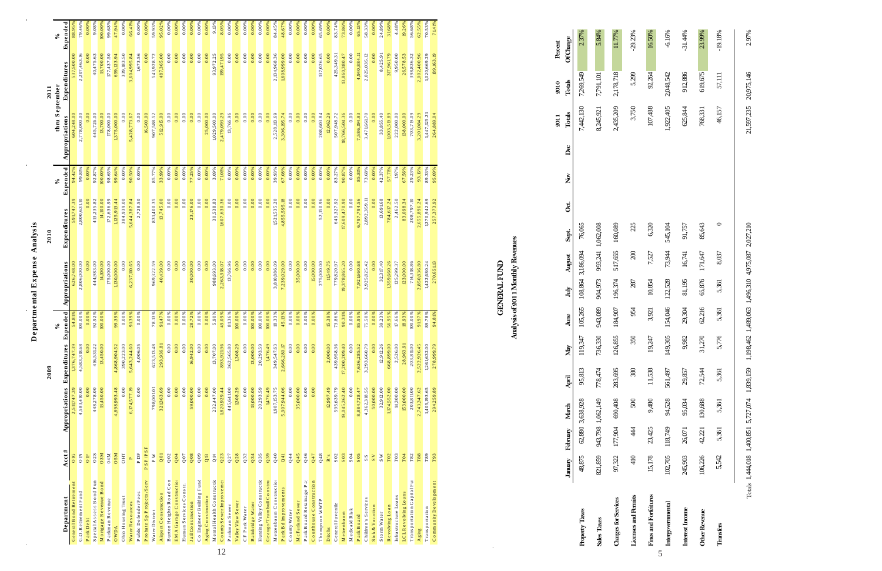# Departmental Expense Analysis

| Department | Acct # | 2009 Appropriations | 2009 Expenditures | 2009 % Expended | 2010 Appropriations | 2010 Expenditures | 2010 % Expended | 2011 thru September Appropriations | 2011 thru September Expenditures | 2011 % Expended |
|---|---|---|---|---|---|---|---|---|---|---|
| General Bond Retirement | OJG | 2,511,747.39 | 1,376,747.39 | 54.81% | 626,748.00 | 591,747.39 | 94.42% | 604,248.00 | 537,500.00 | 88.95% |
| G.O. Retirement Fund | OJN | 4,583,410.00 | 4,583,338.68 | 100.00% | 2,806,000.00 | 2,800,613.00 | 99.81% | 2,778,000.00 | 2,207,463.16 | 79.46% |
| Park Debt | OJP | 0.00 | 0.00 | 0.00% | 0.00 | 0.00 | 0.00% | 0.00 | 0.00 | 0.00% |
| Special Assess Bond Fun | O2S | 448,278.00 | 416,531.22 | 92.92% | 444,983.00 | 413,235.82 | 92.87% | 445,726.00 | 40,475.63 | 9.08% |
| Mortgage Revenue Bond | O3M | 13,450.00 | 13,450.00 | 100.00% | 14,300.00 | 14,300.00 | 100.00% | 13,700.00 | 13,700.00 | 100.00% |
| Parkman Revenue | O4M | | | | 175,000.00 | 172,636.99 | 98.65% | 178,000.00 | 177,437.50 | 99.68% |
| OWDA | O5M | 4,898,993.48 | 4,868,904.52 | 99.39% | 1,310,000.00 | 1,305,913.44 | 99.64% | 1,375,000.00 | 659,123.94 | 47.94% |
| Ohio Housing Trust | OHT | 0.00 | 390,223.00 | 0.00% | 0.00 | 384,939.00 | 0.00% | 0.00 | 339,383.50 | 0.00% |
| Water Resources | P | 6,174,577.19 | 5,643,244.60 | 91.39% | 6,237,110.65 | 5,644,387.84 | 90.50% | 5,428,773.67 | 3,604,995.84 | 66.41% |
| Public Defender Fees | PDF | 0.00 | 4,006.05 | 0.00% | 0.00 | 2,728.50 | 0.00% | 0.00 | 1,673.56 | 0.00% |
| Probate Sp Projects/Serv | PSP/PSF | | | | | | | 16,500.00 | 0.00 | 0.00% |
| Water District | PW | 798,001.01 | 623,513.48 | 78.13% | 969,322.59 | 831,400.35 | 85.77% | 907,588.52 | 543,928.72 | 59.93% |
| Airport Construction | Q01 | 321,363.69 | 293,936.81 | 91.47% | 40,439.00 | 13,745.00 | 33.99% | 512,915.00 | 487,365.00 | 95.02% |
| Burton Heights Road Con | Q02 | 0.00 | 0.00 | 0.00% | 0.00 | 0.00 | 0.00% | 0.00 | 0.00 | 0.00% |
| EMA Garage Construction | Q04 | 0.00 | 0.00 | 0.00% | 0.00 | 0.00 | 0.00% | 0.00 | 0.00 | 0.00% |
| Human Services Constr. | Q07 | 0.00 | 0.00 | 0.00% | 0.00 | 0.00 | 0.00% | 0.00 | 0.00 | 0.00% |
| Jail Construction | Q08 | 59,000.00 | 16,942.00 | 28.72% | 30,000.00 | 23,176.00 | 77.25% | 0.00 | 0.00 | 0.00% |
| Co Engineer Building Fund | Q09 | 0.00 | 0.00 | 0.00% | 0.00 | 0.00 | 0.00% | 0.00 | 0.00 | 0.00% |
| Aging Construction | Q13 | 0.00 | 0.00 | 0.00% | 0.00 | 0.00 | 0.00% | 25,000.00 | 0.00 | 0.00% |
| Mental Health Constructio | Q14 | 232,447.00 | 13,707.00 | 5.90% | 988,693.00 | 30,538.83 | 3.09% | 1,029,500.00 | 93,972.25 | 9.13% |
| County Sewer Improvemen | Q23 | 1,820,929.44 | 893,921.96 | 49.09% | 2,263,988.07 | 1,607,630.36 | 71.01% | 2,479,093.29 | 199,471.95 | 8.05% |
| Parkman Sewer | Q27 | 445,641.00 | 362,565.80 | 81.36% | 13,766.96 | 0.00 | 0.00% | 13,766.96 | 0.00 | 0.00% |
| Valley View Sewer | Q28 | 1,308.29 | 1,308.29 | 100.00% | 0.00 | 0.00 | 0.00% | 0.00 | 0.00 | 0.00% |
| CF Park Water | Q32 | 0.00 | 0.00 | 0.00% | 0.00 | 0.00 | 0.00% | 0.00 | 0.00 | 0.00% |
| Bainbridge Water | Q34 | 13,000.00 | 13,000.00 | 100.00% | 0.00 | 0.00 | 0.00% | 0.00 | 0.00 | 0.00% |
| Hunting Valley Constructio | Q35 | 20,293.59 | 20,293.59 | 100.00% | 0.00 | 0.00 | 0.00% | 0.00 | 0.00 | 0.00% |
| Geauga/Trumbull Constru | Q39 | 1,476.49 | 1,476.49 | 100.00% | 0.00 | 0.00 | 0.00% | 0.00 | 0.00 | 0.00% |
| Metzenbaum Construction | Q40 | 1,907,153.75 | 349,547.63 | 18.33% | 3,810,886.09 | 1,521,535.20 | 39.93% | 2,528,115.69 | 2,134,968.36 | 84.45% |
| Park Bd Improvements | Q41 | 5,907,944.06 | 2,666,280.17 | 45.13% | 7,239,029.00 | 4,855,595.18 | 67.08% | 3,306,395.74 | 1,608,999.00 | 48.67% |
| County Water | Q44 | 0.00 | 0.00 | 0.00% | 0.00 | 0.00 | 0.00% | 0.00 | 0.00 | 0.00% |
| McFarland Sewer | Q45 | 35,000.00 | 0.00 | 0.00% | 35,000.00 | 0.00 | 0.00% | 0.00 | 0.00 | 0.00% |
| Park Board Rec. Image Pa | Q46 | 0.00 | 0.00 | 0.00% | 0.00 | 0.00 | 0.00% | 0.00 | 0.00 | 0.00% |
| Courthouse Construction | Q47 | 0.00 | 0.00 | 0.00% | 15,000.00 | 0.00 | 0.00% | 0.00 | 0.00 | 0.00% |
| Thompson WWTP | Q48 | | | | 275,000.00 | 52,150.96 | 0.00% | 208,603.84 | 137,026.65 | 65.69% |
| Ditchs | R's | 12,997.49 | 2,000.00 | 15.39% | 11,549.75 | 0.00 | 0.00% | 12,062.29 | 0.00 | 0.00% |
| General Juvenile | S02 | 595,639.79 | 439,958.36 | 73.86% | 779,820.97 | 649,327.92 | 83.27% | 507,948.72 | 425,349.31 | 83.74% |
| Metzenbaum | S03 | 19,045,362.40 | 17,200,209.40 | 90.31% | 19,378,865.20 | 17,609,470.90 | 90.87% | 18,766,504.36 | 13,860,380.47 | 73.86% |
| Medicaid Risk | S04 | 0.00 | 0.00 | 0.00% | 0.00 | 0.00 | 0.00% | 0.00 | 0.00 | 0.00% |
| Park Board | S05 | 8,884,728.47 | 7,636,285.52 | 85.95% | 7,921,660.68 | 6,797,794.56 | 85.81% | 7,586,194.93 | 4,940,884.11 | 65.13% |
| Children's Services | SS | 4,362,318.55 | 3,293,660.79 | 75.50% | 3,925,825.42 | 2,892,359.11 | 73.68% | 3,473,661.70 | 2,025,035.12 | 58.33% |
| Sick & Vacation | SV | 50,000.00 | 0.00 | 0.00% | 0.00 | 0.00 | 0.00% | 0.00 | 0.00 | 0.00% |
| Storm Water | SW | 32,912.00 | 12,912.26 | 39.23% | 32,317.40 | 13,691.68 | 42.37% | 33,855.40 | 8,425.91 | 24.89% |
| Revolving Loan | T02 | 1,174,552.00 | 668,899.00 | 56.95% | 1,359,660.26 | 784,617.24 | 57.71% | 1,003,518.89 | 317,961.79 | 31.68% |
| Infrastructure Loans | T03 | 14,300.00 | 2,526.00 | 17.66% | 125,299.37 | 2,462.50 | 1.97% | 222,000.00 | 9,950.00 | 4.48% |
| LCI Revolving Loans | T04 | 153,000.00 | 28,963.91 | 18.93% | 123,000.00 | 83,098.34 | 67.56% | 138,000.00 | 26,578.53 | 19.26% |
| Transportation Capital Fu | T82 | 203,810.00 | 203,810.00 | 100.00% | 714,318.86 | 208,797.10 | 29.23% | 703,718.00 | 398,836.32 | 56.68% |
| Aging | T88 | 2,743,347.62 | 2,521,929.45 | 91.93% | 2,850,836.80 | 2,655,896.24 | 93.16% | 3,201,084.29 | 2,002,400.96 | 62.55% |
| Transportation | T89 | 1,405,193.65 | 1,261,632.00 | 89.78% | 1,422,680.24 | 1,270,942.69 | 89.33% | 1,447,125.21 | 1,020,669.29 | 70.53% |
| Community Development | T93 | 294,259.89 | 278,999.79 | 94.81% | 270,651.13 | 257,373.92 | 95.09% | 264,889.04 | 189,163.19 | 71.41% |

# GENERAL FUND

## Analysis of 2011 Monthly Revenues

| | January | February | March | April | May | June | July | August | Sept. | Oct. | Nov. | Dec | 2011 Totals | 2010 Totals | Percent Of Change |
|---|---|---|---|---|---|---|---|---|---|---|---|---|---|---|---|
| Property Taxes | 48,875 | 62,880 | 3,638,928 | 95,813 | 119,347 | 105,265 | 108,864 | 3,186,094 | 76,065 | | | | 7,442,130 | 7,269,549 | 2.37% |
| Sales Taxes | 821,859 | 943,798 | 1,062,149 | 778,474 | 736,330 | 943,089 | 904,973 | 993,241 | 1,062,008 | | | | 8,245,921 | 7,791,101 | 5.84% |
| Charges for Services | 97,322 | 177,904 | 690,408 | 283,695 | 126,855 | 184,907 | 196,374 | 517,655 | 160,089 | | | | 2,435,209 | 2,178,718 | 11.77% |
| Licenses and Permits | 410 | 444 | 500 | 380 | 350 | 954 | 287 | 200 | 225 | | | | 3,750 | 5,299 | -29.23% |
| Fines and Forfeitures | 15,178 | 23,425 | 9,480 | 11,538 | 19,247 | 3,921 | 10,854 | 7,527 | 6,320 | | | | 107,488 | 92,264 | 16.50% |
| Intergovernmental | 102,705 | 118,749 | 94,528 | 561,497 | 149,305 | 154,046 | 122,528 | 73,944 | 545,104 | | | | 1,922,405 | 2,048,542 | -6.16% |
| Interest Income | 245,903 | 26,071 | 95,034 | 29,857 | 9,982 | 29,304 | 81,195 | 16,741 | 91,757 | | | | 625,844 | 912,886 | -31.44% |
| Other Revenue | 106,226 | 42,221 | 130,688 | 72,544 | 31,270 | 62,216 | 65,876 | 171,647 | 85,643 | | | | 768,331 | 619,675 | 23.99% |
| Transfers | 5,542 | 5,361 | 5,361 | 5,361 | 5,776 | 5,361 | 5,361 | 8,037 | 0 | | | | 46,157 | 57,111 | -19.18% |
| Totals | 1,444,018 | 1,400,851 | 5,727,074 | 1,839,159 | 1,198,462 | 1,489,063 | 1,496,310 | 4,975,087 | 2,027,210 | | | | 21,597,235 | 20,975,146 | 2.97% |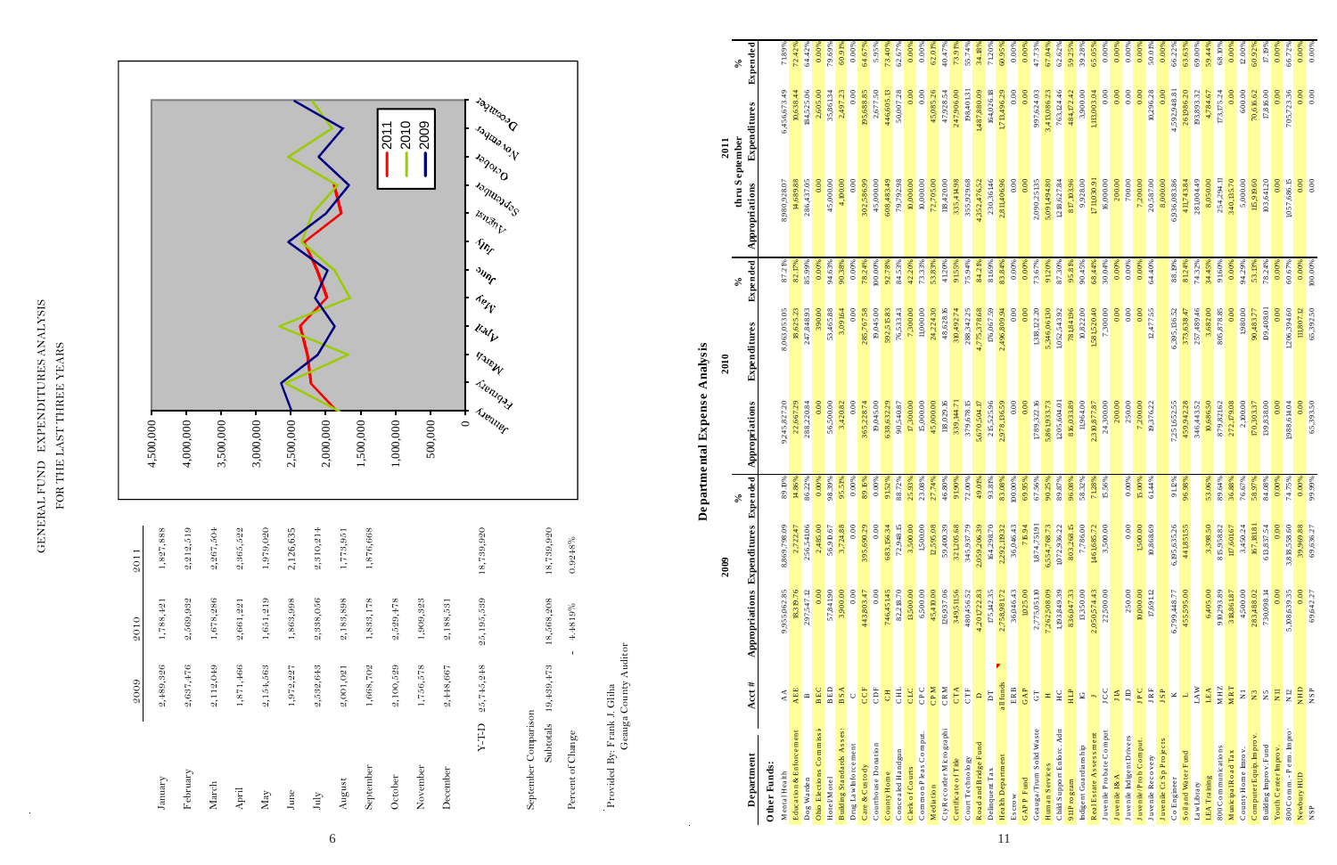# GENERAL FUND EXPENDITURES ANALYSIS

## FOR THE LAST THREE YEARS

| | 2009 | 2010 | 2011 |
|---|---|---|---|
| January | 2,489,326 | 1,788,421 | 1,827,888 |
| February | 2,687,476 | 2,569,932 | 2,212,519 |
| March | 2,112,049 | 1,678,286 | 2,267,504 |
| April | 1,871,466 | 2,661,221 | 2,365,522 |
| May | 2,154,563 | 1,651,219 | 1,979,020 |
| June | 1,972,227 | 1,863,998 | 2,126,635 |
| July | 2,532,643 | 2,338,056 | 2,310,214 |
| August | 2,001,021 | 2,183,898 | 1,773,951 |
| September | 1,668,702 | 1,833,178 | 1,876,668 |
| October | 2,100,529 | 2,529,478 | |
| November | 1,756,578 | 1,909,323 | |
| December | 2,448,667 | 2,188,531 | |
| Y-T-D | 25,745,248 | 25,195,539 | 18,739,920 |

| September Comparison | | | |
|---|---|---|---|
| Subtotals | 19,439,473 | 18,568,208 | 18,739,920 |
| Percent of Change | | - 4.4819% | 0.9248% |

Provided By: Frank J. Gliha
Geauga County Auditor

# Departmental Expense Analysis

| Department | Acct # | 2009 Appropriations | 2009 Expenditures | 2009 % Expended | 2010 Appropriations | 2010 Expenditures | 2010 % Expended | 2011 thru September Appropriations | 2011 thru September Expenditures | 2011 % Expended |
|---|---|---|---|---|---|---|---|---|---|---|
| **Other Funds:** | | | | | | | | | | |
| Mental Health | AA | 9,955,062.85 | 8,869,798.09 | 89.10% | 9,245,827.20 | 8,063,053.05 | 87.21% | 8,980,928.07 | 6,456,673.49 | 71.89% |
| Education & Enforcement | AEE | 18,339.76 | 2,722.47 | 14.86% | 22,667.29 | 18,625.23 | 82.17% | 14,689.88 | 10,638.44 | 72.42% |
| Dog Warden | B | 297,547.12 | 256,541.06 | 86.22% | 288,220.84 | 247,848.93 | 85.99% | 286,437.05 | 184,525.06 | 64.42% |
| Ohio Elections Commission | BEC | 0.00 | 2,485.00 | 0.00% | 0.00 | 390.00 | 0.00% | 0.00 | 2,605.00 | 0.00% |
| Hotel/Motel | BED | 57,841.90 | 56,910.67 | 98.39% | 56,500.00 | 53,465.88 | 94.63% | 45,000.00 | 35,861.34 | 79.69% |
| Building Standards Assess | BSA | 3,900.00 | 3,724.88 | 95.51% | 3,420.82 | 3,091.64 | 90.38% | 4,100.00 | 2,497.23 | 60.91% |
| Drug Law Enforcement | C | 0.00 | 0.00 | 0.00% | 0.00 | 0.00 | 0.00% | 0.00 | 0.00 | 0.00% |
| Care & Custody | CCF | 443,803.47 | 395,690.29 | 89.16% | 365,228.74 | 285,767.58 | 78.24% | 302,586.99 | 195,688.85 | 64.67% |
| Courthouse Donation | CDF | 0.00 | 0.00 | 0.00% | 19,045.00 | 19,045.00 | 100.00% | 45,000.00 | 2,677.50 | 5.95% |
| County Home | CH | 746,451.45 | 683,156.34 | 91.52% | 638,632.29 | 592,515.83 | 92.78% | 608,483.49 | 446,605.13 | 73.40% |
| Concealed Handgun | CHL | 82,218.70 | 72,948.15 | 88.72% | 90,540.87 | 76,513.43 | 84.51% | 79,792.98 | 50,007.28 | 62.67% |
| Clerk of Courts | CLC | 13,500.00 | 3,500.00 | 25.93% | 17,300.00 | 7,300.00 | 42.20% | 10,000.00 | 0.00 | 0.00% |
| Common Pleas Comput. | CPC | 6,500.00 | 1,500.00 | 23.08% | 15,000.00 | 11,000.00 | 73.33% | 10,000.00 | 0.00 | 0.00% |
| Mediation | CPM | 45,410.00 | 12,595.08 | 27.74% | 45,000.00 | 24,224.30 | 53.83% | 72,705.00 | 45,085.26 | 62.01% |
| Cty Recorder Micrographi | CRM | 126,937.06 | 59,400.39 | 46.80% | 118,029.16 | 48,628.16 | 41.20% | 118,420.00 | 47,928.54 | 40.47% |
| Certificate of Title | CTA | 349,511.56 | 321,205.68 | 91.90% | 339,344.71 | 310,492.74 | 91.50% | 335,414.98 | 247,906.00 | 73.91% |
| Court Technology | CTF | 480,456.52 | 345,937.79 | 72.00% | 379,678.15 | 288,344.25 | 75.94% | 355,929.68 | 198,401.31 | 55.74% |
| Road and Bridge Fund | D | 4,201,722.83 | 2,059,206.39 | 49.01% | 5,670,504.17 | 4,775,378.68 | 84.21% | 4,352,476.52 | 1,487,880.09 | 34.18% |
| Delinquent Tax | DT | 175,142.35 | 164,298.70 | 93.81% | 215,525.96 | 176,067.59 | 81.69% | 230,361.46 | 164,026.18 | 71.20% |
| Health Department | all funds | 2,758,981.72 | 2,292,181.32 | 83.08% | 2,978,136.59 | 2,496,809.94 | 83.84% | 2,811,406.96 | 1,713,496.29 | 60.95% |
| Escrow | ERB | 36,046.43 | 36,046.43 | 100.00% | 0.00 | 0.00 | 0.00% | 0.00 | 0.00 | 0.00% |
| GAPP Fund | GAP | 1,025.00 | 716.94 | 69.95% | 0.00 | 0.00 | 0.00% | 0.00 | 0.00 | 0.00% |
| Geauga/Trum Solid Waste | GT | 2,775,051.10 | 1,874,751.91 | 67.56% | 1,789,327.36 | 1,318,112.20 | 73.67% | 2,090,251.85 | 997,624.03 | 47.73% |
| Human Services | H | 7,262,508.09 | 6,554,768.73 | 90.25% | 5,861,933.73 | 5,346,061.30 | 91.20% | 5,091,494.80 | 3,413,086.23 | 67.04% |
| Child Support Enforc. Adm | HC | 1,193,849.39 | 1,072,936.22 | 89.87% | 1,205,604.03 | 1,052,543.92 | 87.30% | 1,218,627.84 | 763,124.46 | 62.62% |
| 911 Program | HLP | 836,847.33 | 803,268.15 | 95.99% | 816,033.89 | 781,184.96 | 95.73% | 817,303.96 | 484,172.42 | 59.24% |
| Indigent Guardianship | IG | 13,350.00 | 7,786.00 | 58.32% | 11,964.00 | 10,822.00 | 90.45% | 9,928.00 | 3,900.00 | 39.28% |
| Real Estate Assessment | J | 2,050,574.43 | 1,461,685.72 | 71.28% | 2,310,877.87 | 1,581,520.40 | 68.44% | 1,711,030.91 | 1,113,003.04 | 65.05% |
| Juvenile Probate Compt. | JCC | 22,500.00 | 3,500.00 | 15.56% | 24,300.00 | 7,300.00 | 30.04% | 16,000.00 | 0.00 | 0.00% |
| Juvenile IA | JIA | | | | | 0.00 | 0.00% | 200.00 | 0.00 | 0.00% |
| Juvenile Indigent Drivers | JID | 250.00 | 0.00 | 0.00% | 250.00 | 0.00 | 0.00% | 700.00 | 0.00 | 0.00% |
| Juvenile/Prob Comput. | JPC | 10,000.00 | 1,500.00 | 15.00% | 7,200.00 | 0.00 | 0.00% | 7,200.00 | 0.00 | 0.00% |
| Juvenile Recovery | JRF | 17,691.12 | 10,868.69 | 61.44% | 19,376.22 | 12,477.55 | 64.40% | 20,587.00 | 10,296.28 | 50.01% |
| Juvenile Ct Sp Projects | JSP | | | | | | | 8,000.00 | 0.00 | 0.00% |
| Co Engineer | K | 6,799,448.77 | 6,195,635.26 | 91.12% | 7,251,652.55 | 6,395,316.52 | 88.19% | 6,936,083.86 | 4,592,948.81 | 66.22% |
| Soil and Water Fund | L | 455,095.00 | 441,185.55 | 96.94% | 459,942.28 | 373,658.87 | 81.24% | 411,274.84 | 261,986.20 | 63.70% |
| Law Library | LAW | | | | 346,443.52 | 257,489.46 | 74.32% | 281,044.49 | 193,893.32 | 69.00% |
| LEA Training | LEA | 6,405.00 | 3,398.50 | 53.06% | 10,686.50 | 3,682.00 | 34.45% | 8,050.00 | 4,784.67 | 59.44% |
| 800 Communications | MHZ | 910,293.89 | 815,958.82 | 89.64% | 879,821.62 | 805,878.85 | 91.60% | 254,294.11 | 173,175.24 | 68.10% |
| Municipal Road Tax | MRT | 318,861.87 | 117,601.67 | 36.88% | 272,179.08 | 0.00 | 0.00% | 340,135.70 | 0.00 | 0.00% |
| County Home Imrov. | N1 | 4,500.00 | 3,450.24 | 76.67% | 2,100.00 | 1,980.00 | 94.29% | 5,000.00 | 600.00 | 12.00% |
| Computer Equip. Improv. | N3 | 283,488.02 | 167,181.81 | 58.97% | 170,303.37 | 90,483.77 | 53.13% | 115,919.60 | 70,616.62 | 60.92% |
| Building Improv. Fund | N5 | 730,098.14 | 613,837.54 | 84.08% | 139,838.00 | 109,408.01 | 78.24% | 103,641.20 | 17,816.00 | 17.19% |
| Youth Center Improv. | N11 | 0.00 | 0.00 | 0.00% | 0.00 | 0.00 | 0.00% | 0.00 | 0.00 | 0.00% |
| 800 Comm. - Perm. Improv | N12 | 5,108,639.35 | 3,818,558.60 | 74.75% | 1,988,614.04 | 1,206,394.60 | 60.67% | 1,057,686.15 | 705,723.36 | 66.72% |
| Newbury HUD | NHD | 0.00 | 39,969.88 | 0.00% | 0.00 | 111,807.12 | 0.00% | 0.00 | 0.00 | 0.00% |
| NSP | NSP | 69,642.27 | 69,636.27 | 99.99% | 65,393.50 | 65,392.50 | 100.00% | 0.00 | 0.00 | 0.00% |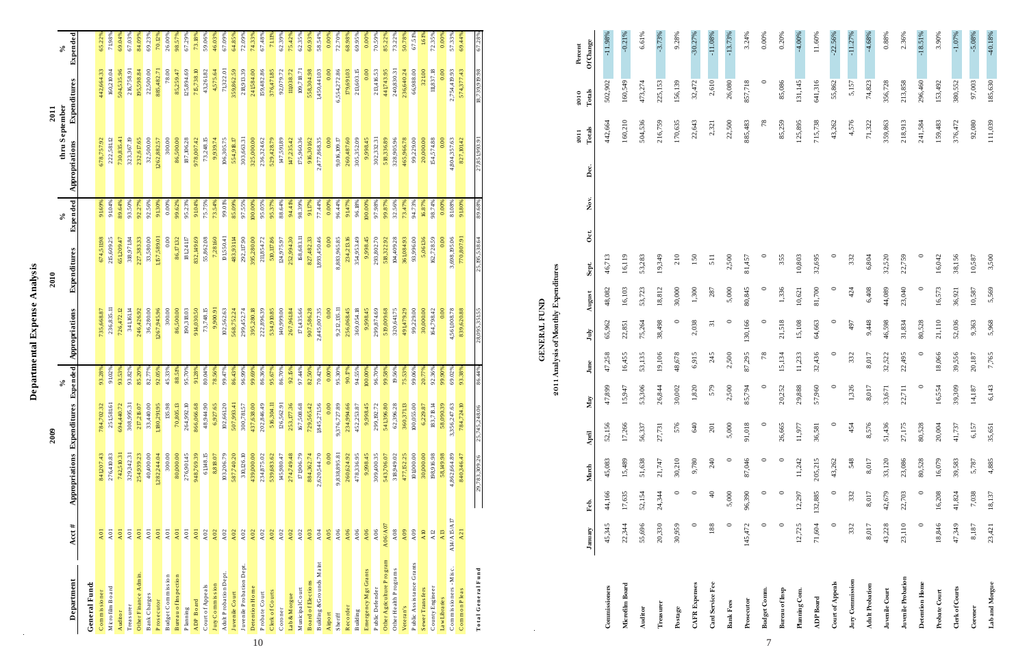# Departmental Expense Analysis

| Department | Acct # | 2009 Appropriations | 2009 Expenditures | 2009 % Expended | 2010 Appropriations | 2010 Expenditures | 2010 % Expended | 2011 thru September Appropriations | 2011 thru September Expenditures | 2011 % Expended |
|---|---|---|---|---|---|---|---|---|---|---|
| **General Fund** | | | | | | | | | | |
| Commissioner | A01 | 841207.43 | 784,702.32 | 93.28% | 735,668.87 | 674,531.98 | 91.69% | 678,757.92 | 442,664.33 | 65.22% |
| Microfilm Board | A01 | 276,410.83 | 251,581.61 | 91.02% | 236,835.11 | 215,609.25 | 91.04% | 222,581.12 | 160,210.04 | 71.98% |
| Auditor | A01 | 742,510.31 | 694,440.72 | 93.53% | 726,472.12 | 651,209.47 | 89.64% | 730,835.41 | 504,535.96 | 69.04% |
| Treasurer | A01 | 329,342.31 | 308,995.31 | 93.82% | 341,161.14 | 318,971.84 | 93.50% | 323,367.19 | 216,758.91 | 67.03% |
| Other Finance Admin. | A01 | 254,939.23 | 217,216.07 | 85.20% | 246,426.92 | 227,383.33 | 92.27% | 232,617.65 | 195,598.84 | 84.09% |
| Bank Charges | A01 | 40,400.00 | 33,440.00 | 82.77% | 36,280.00 | 33,580.00 | 92.56% | 32,500.00 | 22,500.00 | 69.23% |
| Prosecutor | A01 | 1,282,244.04 | 1,180,291.95 | 92.05% | 1,267,945.96 | 1,157,589.01 | 91.30% | 1,262,882.57 | 885,482.71 | 70.12% |
| Budget Commission | A01 | 300.00 | 135.98 | 45.33% | 300.00 | 0.00 | 0.00% | 300.00 | 78.00 | 26.00% |
| Bureau of Inspection | A01 | 80,000.00 | 70,805.13 | 88.51% | 86,500.00 | 86,171.32 | 99.62% | 86,500.00 | 85,259.47 | 98.57% |
| Planning | A01 | 276,901.45 | 264,992.10 | 95.70% | 190,318.03 | 181,224.17 | 95.23% | 187,106.28 | 125,894.69 | 67.29% |
| ADP Board | A01 | 948,769.39 | 866,066.68 | 91.28% | 914,030.50 | 832,149.69 | 91.04% | 978,007.42 | 715,738.10 | 73.18% |
| Court of Appeals | A02 | 61,148.15 | 48,944.90 | 80.04% | 73,748.15 | 55,862.08 | 75.75% | 73,248.15 | 43,261.82 | 59.06% |
| Jury Commission | A02 | 8,818.07 | 6,927.65 | 78.56% | 9,900.93 | 7,281.60 | 73.54% | 9,939.74 | 4,575.64 | 46.03% |
| Adult Probation Dept. | A02 | 103,206.79 | 102,661.20 | 99.47% | 102,562.63 | 101,550.41 | 99.01% | 106,305.75 | 71,322.01 | 67.09% |
| Juvenile Court | A02 | 587,740.20 | 507,993.41 | 86.43% | 568,752.24 | 483,931.14 | 85.09% | 554,918.17 | 359,862.59 | 64.85% |
| Juvenile Probation Dept. | A02 | 310,126.10 | 300,781.57 | 96.99% | 299,452.74 | 292,117.90 | 97.55% | 303,663.31 | 218,913.39 | 72.09% |
| Detention Home | A02 | 439,000.00 | 437,638.00 | 99.69% | 395,280.18 | 395,280.00 | 100.00% | 325,000.00 | 241,584.00 | 74.33% |
| Probate Court | A02 | 234,875.02 | 202,846.49 | 86.36% | 222,896.39 | 211,854.72 | 95.05% | 236,324.62 | 159,482.86 | 67.48% |
| Clerk of Courts | A02 | 539,683.62 | 516,304.11 | 95.67% | 534,910.85 | 510,117.86 | 95.37% | 529,428.79 | 376,471.85 | 71.11% |
| Coroner | A02 | 145,980.47 | 126,562.91 | 86.70% | 140,999.00 | 124,975.97 | 88.64% | 147,591.89 | 92,079.72 | 62.39% |
| Lab & Morgue | A02 | 274,749.48 | 253,177.36 | 92.15% | 267,961.84 | 252,994.30 | 94.41% | 147,235.42 | 111,038.72 | 75.42% |
| Municipal Court | A02 | 171,906.79 | 167,508.68 | 97.44% | 171,435.66 | 168,683.11 | 98.39% | 175,960.36 | 109,718.71 | 62.35% |
| Board of Elections | A03 | 884,362.74 | 729,565.42 | 82.50% | 907,586.28 | 827,482.33 | 91.17% | 916,301.62 | 558,304.98 | 60.93% |
| Building & Grounds Maint | A04 | 2,620,544.70 | 1,845,271.56 | 70.42% | 2,445,007.35 | 1,893,450.46 | 77.44% | 2,477,868.35 | 1,450,441.03 | 58.54% |
| Airport | A05 | 0.00 | 0.00 | 0.00% | 0.00 | 0.00 | 0.00% | 0.00 | 0.00 | 0.00% |
| Sheriff | A06 | 9,838,895.81 | 9,376,727.89 | 95.30% | 9,212,135.11 | 8,883,965.85 | 96.44% | 9,016,109.17 | 6,554,272.86 | 72.70% |
| Recorder | A06 | 260,624.92 | 234,994.66 | 90.17% | 256,068.45 | 234,213.16 | 91.47% | 260,487.60 | 179,691.03 | 68.98% |
| Building | A06 | 478,336.95 | 452,253.87 | 94.55% | 369,054.18 | 354,953.49 | 96.18% | 305,352.09 | 213,603.15 | 69.95% |
| Emergency Mgt Grants | A06 | 9,998.45 | 9,998.45 | 100.00% | 9,998.45 | 9,998.45 | 100.00% | 9,998.45 | 0.00 | 0.00% |
| Public Defender | A06 | 309,400.35 | 299,182.72 | 96.70% | 299,874.69 | 293,802.70 | 97.98% | 302,332.31 | 213,416.53 | 70.59% |
| Other Agriculture Program | A06/A07 | 543,706.07 | 541,396.80 | 99.58% | 519,009.68 | 518,322.92 | 99.87% | 518,836.89 | 441,743.95 | 85.22% |
| Other Health Programs | A08 | 318,949.02 | 62,396.28 | 19.56% | 320,641.75 | 104,409.28 | 32.56% | 328,905.96 | 240,830.31 | 73.22% |
| Veteran's | A09 | 477,152.25 | 360,371.13 | 75.53% | 491,479.29 | 361,084.93 | 73.47% | 465,966.78 | 236,640.24 | 50.78% |
| Public Assistance Grants | A09 | 101,000.00 | 100,055.00 | 99.06% | 99,229.00 | 93,996.00 | 94.73% | 99,229.00 | 66,988.00 | 67.51% |
| Sewer Transfers | A10 | 30,000.00 | 6,229.87 | 20.77% | 30,000.00 | 5,061.36 | 16.87% | 20,000.00 | 321.00 | 1.61% |
| County Engineer | A12 | 198,106.98 | 183,781.14 | 92.77% | 164,798.42 | 162,728.59 | 98.74% | 154,574.88 | 111,837.18 | 72.35% |
| Law Library | A13 | 58,149.98 | 58,090.39 | 99.90% | 0.00 | 0.00 | 0.00% | 0.00 | 0.00 | 0.00% |
| Commissioners - Misc. | A14/A15/A17 | 4,862,664.89 | 3,356,247.63 | 69.02% | 4,561,008.78 | 3,698,395.06 | 81.08% | 4,804,557.63 | 2,754,419.93 | 57.33% |
| Common Pleas | A21 | 840,346.47 | 784,724.30 | 93.38% | 839,620.88 | 770,807.91 | 91.80% | 827,101.42 | 574,377.43 | 69.44% |
| **Total General Fund** | | 29,783,309.26 | 25,745,248.06 | 86.44% | 28,095,351.55 | 25,195,538.64 | 89.68% | 27,851,993.91 | 18,739,119.98 | 67.28% |

# GENERAL FUND

## 2011 Analysis of Monthly Expenditures

| | January | Feb. | March | April | May | June | July | August | Sept. | Oct. | Nov. | Dec. | 2011 Totals | 2010 Totals | Percent Of Change |
|---|---|---|---|---|---|---|---|---|---|---|---|---|---|---|---|
| Commissioners | 45,345 | 44,166 | 45,083 | 52,156 | 47,899 | 47,258 | 65,962 | 48,082 | 46,713 | | | | 442,664 | 502,902 | -11.98% |
| Microfilm Board | 22,344 | 17,635 | 15,489 | 17,266 | 15,947 | 16,455 | 22,851 | 16,103 | 16,119 | | | | 160,210 | 160,549 | -0.21% |
| Auditor | 55,696 | 52,154 | 51,638 | 56,337 | 53,306 | 53,135 | 75,264 | 53,723 | 53,283 | | | | 504,536 | 473,274 | 6.61% |
| Treasurer | 20,330 | 24,344 | 21,747 | 27,731 | 26,844 | 19,106 | 38,498 | 18,812 | 19,349 | | | | 216,759 | 225,153 | -3.73% |
| Postage | 30,959 | 0 | 30,210 | 576 | 30,002 | 48,678 | 0 | 30,000 | 210 | | | | 170,635 | 156,139 | 9.28% |
| CAFR Expenses | 0 | 0 | 9,780 | 640 | 1,820 | 6,915 | 2,038 | 1,300 | 150 | | | | 22,643 | 32,472 | -30.27% |
| Card Service Fee | 188 | 40 | 240 | 201 | 579 | 245 | 31 | 287 | 511 | | | | 2,321 | 2,610 | -11.08% |
| Bank Fees | 0 | 5,000 | 0 | 5,000 | 2,500 | 2,500 | 0 | 0 | 2,500 | | | | 22,500 | 26,080 | -13.73% |
| Prosecutor | 145,472 | 96,390 | 87,046 | 91,018 | 85,794 | 87,295 | 130,166 | 80,845 | 81,457 | | | | 885,483 | 857,718 | 3.24% |
| Budget Comm. | 0 | 0 | 0 | 0 | 0 | 78 | 0 | 0 | 0 | | | | 78 | 0 | 0.00% |
| Bureau of Insp | 0 | 0 | 26,665 | 0 | 20,252 | 15,134 | 21,518 | 1,336 | 355 | | | | 85,259 | 85,086 | 0.20% |
| Planning Com. | 12,725 | 12,297 | 11,242 | 11,977 | 29,888 | 11,233 | 15,108 | 10,621 | 10,803 | | | | 125,895 | 131,145 | -4.00% |
| ADP Board | 71,604 | 132,885 | 205,215 | 36,581 | 57,960 | 32,436 | 64,663 | 81,700 | 32,695 | | | | 715,738 | 641,316 | 11.60% |
| Court of Appeals | 0 | 0 | 43,262 | 0 | 0 | 0 | 0 | 0 | 0 | | | | 43,262 | 55,862 | -22.56% |
| Jury Commission | 332 | 332 | 548 | 454 | 1,326 | 332 | 497 | 424 | 332 | | | | 4,576 | 5,157 | -11.27% |
| Adult Probation | 8,017 | 8,017 | 8,017 | 8,576 | 8,017 | 8,017 | 9,448 | 6,408 | 6,804 | | | | 71,322 | 74,823 | -4.68% |
| Juvenile Court | 43,228 | 42,679 | 33,120 | 51,436 | 33,671 | 32,522 | 46,598 | 44,089 | 32,520 | | | | 359,863 | 356,728 | 0.88% |
| Juvenile Probation | 23,110 | 22,703 | 23,086 | 27,175 | 22,711 | 22,495 | 31,834 | 23,040 | 22,759 | | | | 218,913 | 213,858 | 2.36% |
| Detention Home | 0 | 0 | 80,528 | 80,528 | 0 | 0 | 80,528 | 0 | 0 | | | | 241,584 | 296,460 | -18.51% |
| Probate Court | 18,846 | 16,208 | 16,079 | 20,004 | 16,554 | 18,066 | 21,110 | 16,573 | 16,042 | | | | 159,483 | 153,492 | 3.90% |
| Clerk of Courts | 47,349 | 41,824 | 39,583 | 41,737 | 39,309 | 39,556 | 52,036 | 36,921 | 38,156 | | | | 376,472 | 380,552 | -1.07% |
| Coroner | 8,187 | 7,038 | 5,787 | 6,157 | 14,187 | 20,187 | 9,363 | 10,587 | 10,587 | | | | 92,080 | 97,003 | -5.08% |
| Lab and Morgue | 23,421 | 18,137 | 4,885 | 35,651 | 6,143 | 7,765 | 5,968 | 5,569 | 3,500 | | | | 111,039 | 185,630 | -40.18% |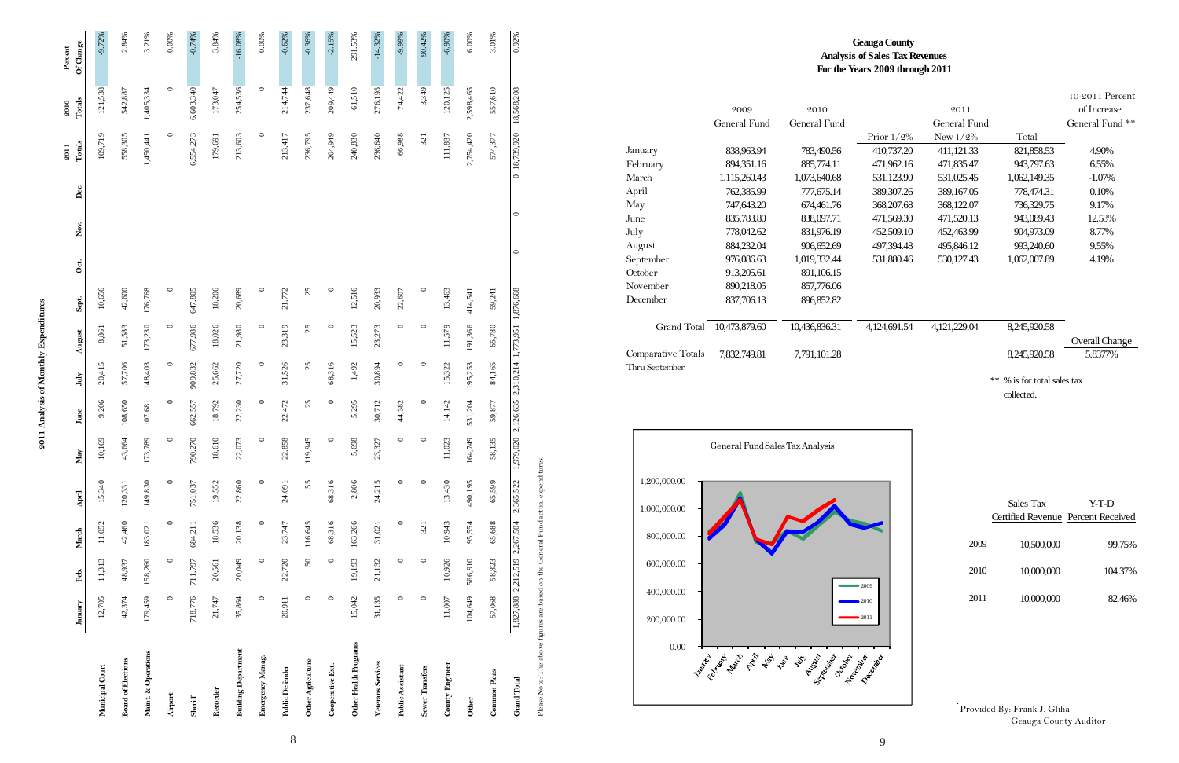## 2011 Analysis of Monthly Expenditures

| | January | Feb. | March | April | May | June | July | August | Sept. | Oct. | Nov. | Dec. | 2011 Totals | 2010 Totals | Percent Of Change |
|---|---|---|---|---|---|---|---|---|---|---|---|---|---|---|---|
| Municipal Court | 12,705 | 11,313 | 11,052 | 15,340 | 10,169 | 9,206 | 20,415 | 8,861 | 10,656 | | | | 109,719 | 121,538 | -9.72% |
| Board of Elections | 42,374 | 48,937 | 42,460 | 120,331 | 43,664 | 108,650 | 57,706 | 51,583 | 42,600 | | | | 558,305 | 542,887 | 2.84% |
| Maint. & Operations | 179,459 | 158,260 | 183,021 | 149,830 | 173,789 | 107,681 | 148,403 | 173,230 | 176,768 | | | | 1,450,441 | 1,405,334 | 3.21% |
| Airport | 0 | 0 | 0 | 0 | 0 | 0 | 0 | 0 | 0 | | | | 0 | 0 | 0.00% |
| Sheriff | 718,776 | 711,797 | 684,211 | 751,037 | 790,270 | 662,557 | 909,832 | 677,986 | 647,805 | | | | 6,554,273 | 6,603,340 | -0.74% |
| Recorder | 21,747 | 20,561 | 18,536 | 19,552 | 18,610 | 18,792 | 25,662 | 18,026 | 18,206 | | | | 179,691 | 173,047 | 3.84% |
| Building Department | 35,864 | 20,049 | 20,138 | 22,860 | 22,073 | 22,230 | 27,720 | 21,980 | 20,689 | | | | 213,603 | 254,536 | -16.08% |
| Emergency Manag. | 0 | 0 | 0 | 0 | 0 | 0 | 0 | 0 | 0 | | | | 0 | 0 | 0.00% |
| Public Defender | 20,911 | 22,720 | 23,747 | 24,091 | 22,858 | 22,472 | 31,526 | 23,319 | 21,772 | | | | 213,417 | 214,744 | -0.62% |
| Other Agriculture | 0 | 50 | 116,645 | 55 | 119,945 | 25 | 25 | 25 | 25 | | | | 236,795 | 237,648 | -0.36% |
| Cooperative Ext. | 0 | 0 | 68,316 | 68,316 | 0 | 0 | 68,316 | 0 | 0 | | | | 204,949 | 209,449 | -2.15% |
| Other Health Programs | 15,042 | 19,193 | 163,266 | 2,806 | 5,698 | 5,295 | 1,492 | 15,523 | 12,516 | | | | 240,830 | 61,510 | 291.53% |
| Veterans Services | 31,135 | 21,132 | 31,021 | 24,215 | 23,327 | 30,712 | 30,894 | 23,273 | 20,933 | | | | 236,640 | 276,195 | -14.32% |
| Public Assistant | 0 | 0 | 0 | 0 | 0 | 44,382 | 0 | 0 | 22,607 | | | | 66,988 | 74,422 | -9.99% |
| Sewer Transfers | 0 | 0 | 321 | 0 | 0 | 0 | 0 | 0 | 0 | | | | 321 | 3,349 | -90.42% |
| County Engineer | 11,007 | 10,926 | 10,943 | 13,430 | 11,023 | 14,142 | 15,322 | 11,579 | 13,463 | | | | 111,837 | 120,125 | -6.90% |
| Other | 104,649 | 566,910 | 95,554 | 490,195 | 164,749 | 531,204 | 195,253 | 191,366 | 414,541 | | | | 2,754,420 | 2,598,465 | 6.00% |
| Common Pleas | 57,068 | 58,823 | 65,688 | 65,599 | 58,135 | 59,877 | 84,165 | 65,780 | 59,241 | | | | 574,377 | 557,610 | 3.01% |
| Grand Total | 1,827,888 | 2,212,519 | 2,267,504 | 2,365,522 | 1,979,020 | 2,126,635 | 2,310,214 | 1,773,951 | 1,876,668 | 0 | 0 | 0 | 18,739,920 | 18,568,208 | 0.92% |

Please Note: The above figures are based on the General Fund actual expenditures.

## Geauga County
## Analysis of Sales Tax Revenues
## For the Years 2009 through 2011

| | 2009 | 2010 | 2011 | | | 10-2011 Percent of Increase |
|---|---|---|---|---|---|---|
| | General Fund | General Fund | General Fund | | | General Fund ** |
| | | | Prior 1/2% | New 1/2% | Total | |
| January | 838,963.94 | 783,490.56 | 410,737.20 | 411,121.33 | 821,858.53 | 4.90% |
| February | 894,351.16 | 885,774.11 | 471,962.16 | 471,835.47 | 943,797.63 | 6.55% |
| March | 1,115,260.43 | 1,073,640.68 | 531,123.90 | 531,025.45 | 1,062,149.35 | -1.07% |
| April | 762,385.99 | 777,675.14 | 389,307.26 | 389,167.05 | 778,474.31 | 0.10% |
| May | 747,643.20 | 674,461.76 | 368,207.68 | 368,122.07 | 736,329.75 | 9.17% |
| June | 835,783.80 | 838,097.71 | 471,569.30 | 471,520.13 | 943,089.43 | 12.53% |
| July | 778,042.62 | 831,976.19 | 452,509.10 | 452,463.99 | 904,973.09 | 8.77% |
| August | 884,232.04 | 906,652.69 | 497,394.48 | 495,846.12 | 993,240.60 | 9.55% |
| September | 976,086.63 | 1,019,332.44 | 531,880.46 | 530,127.43 | 1,062,007.89 | 4.19% |
| October | 913,205.61 | 891,106.15 | | | | |
| November | 890,218.05 | 857,776.06 | | | | |
| December | 837,706.13 | 896,852.82 | | | | |
| Grand Total | 10,473,879.60 | 10,436,836.31 | 4,124,691.54 | 4,121,229.04 | 8,245,920.58 | |
| | | | | | | Overall Change |
| Comparative Totals Thru September | 7,832,749.81 | 7,791,101.28 | | | 8,245,920.58 | 5.8377% |

** % is for total sales tax collected.

General Fund Sales Tax Analysis

1,200,000.00
1,000,000.00
800,000.00
600,000.00
400,000.00
200,000.00
0.00

January February March April May June July August September October November December

2009
2010
2011

| | Sales Tax Certified Revenue | Y-T-D Percent Received |
|---|---|---|
| 2009 | 10,500,000 | 99.75% |
| 2010 | 10,000,000 | 104.37% |
| 2011 | 10,000,000 | 82.46% |

Provided By: Frank J. Gliha
Geauga County Auditor